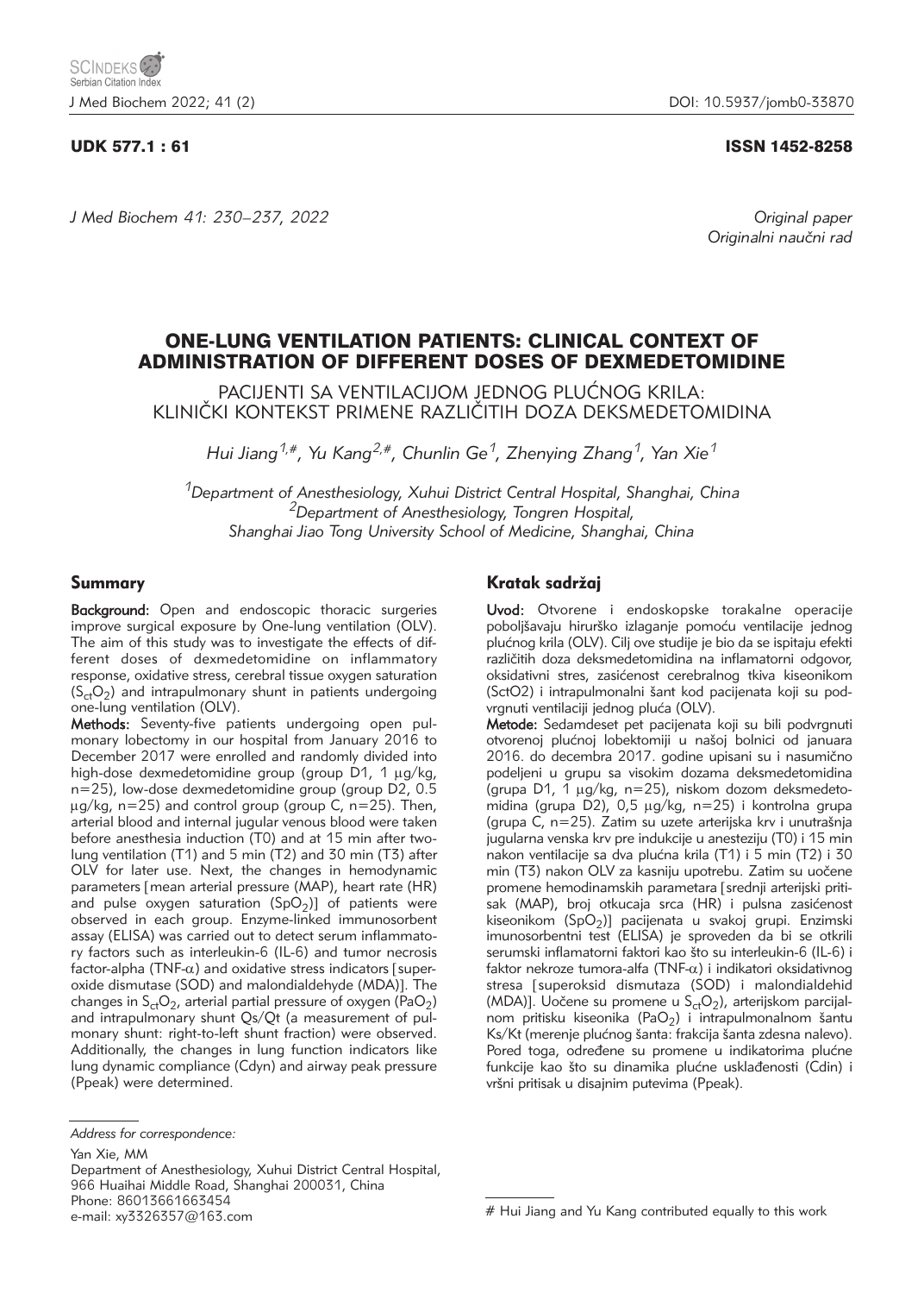UDK 577.1 : 61

ISSN 1452-8258

*J Med Biochem 41: 230–237, 2022*

*Original paper*
*Originalni naučni rad*

# ONE-LUNG VENTILATION PATIENTS: CLINICAL CONTEXT OF ADMINISTRATION OF DIFFERENT DOSES OF DEXMEDETOMIDINE

## PACIJENTI SA VENTILACIJOM JEDNOG PLUĆNOG KRILA: KLINIČKI KONTEKST PRIMENE RAZLIČITIH DOZA DEKSMEDETOMIDINA

*Hui Jiang[1,#], Yu Kang[2,#], Chunlin Ge[1], Zhenying Zhang[1], Yan Xie[1]*

*[1]Department of Anesthesiology, Xuhui District Central Hospital, Shanghai, China*
*[2]Department of Anesthesiology, Tongren Hospital, Shanghai Jiao Tong University School of Medicine, Shanghai, China*

## Summary

**Background:** Open and endoscopic thoracic surgeries improve surgical exposure by One-lung ventilation (OLV). The aim of this study was to investigate the effects of different doses of dexmedetomidine on inflammatory response, oxidative stress, cerebral tissue oxygen saturation ($S_{ct}O_2$) and intrapulmonary shunt in patients undergoing one-lung ventilation (OLV).

**Methods:** Seventy-five patients undergoing open pulmonary lobectomy in our hospital from January 2016 to December 2017 were enrolled and randomly divided into high-dose dexmedetomidine group (group D1, 1 μg/kg, n=25), low-dose dexmedetomidine group (group D2, 0.5 μg/kg, n=25) and control group (group C, n=25). Then, arterial blood and internal jugular venous blood were taken before anesthesia induction (T0) and at 15 min after two-lung ventilation (T1) and 5 min (T2) and 30 min (T3) after OLV for later use. Next, the changes in hemodynamic parameters [mean arterial pressure (MAP), heart rate (HR) and pulse oxygen saturation ($SpO_2$)] of patients were observed in each group. Enzyme-linked immunosorbent assay (ELISA) was carried out to detect serum inflammatory factors such as interleukin-6 (IL-6) and tumor necrosis factor-alpha (TNF-α) and oxidative stress indicators [superoxide dismutase (SOD) and malondialdehyde (MDA)]. The changes in $S_{ct}O_2$, arterial partial pressure of oxygen ($PaO_2$) and intrapulmonary shunt Qs/Qt (a measurement of pulmonary shunt: right-to-left shunt fraction) were observed. Additionally, the changes in lung function indicators like lung dynamic compliance (Cdyn) and airway peak pressure (Ppeak) were determined.

## Kratak sadržaj

**Uvod:** Otvorene i endoskopske torakalne operacije poboljšavaju hirurško izlaganje pomoću ventilacije jednog plućnog krila (OLV). Cilj ove studije je bio da se ispitaju efekti različitih doza deksmedetomidina na inflamatorni odgovor, oksidativni stres, zasićenost cerebralnog tkiva kiseonikom (SctO2) i intrapulmonalni šant kod pacijenata koji su podvrgnuti ventilaciji jednog pluća (OLV).

**Metode:** Sedamdeset pet pacijenata koji su bili podvrgnuti otvorenoj plućnoj lobektomiji u našoj bolnici od januara 2016. do decembra 2017. godine upisani su i nasumično podeljeni u grupu sa visokim dozama deksmedetomidina (grupa D1, 1 μg/kg, n=25), niskom dozom deksmedetomidina (grupa D2, 0,5 μg/kg, n=25) i kontrolna grupa (grupa C, n=25). Zatim su uzete arterijska krv i unutrašnja jugularna venska krv pre indukcije u anesteziju (T0) i 15 min nakon ventilacije sa dva plućna krila (T1) i 5 min (T2) i 30 min (T3) nakon OLV za kasniju upotrebu. Zatim su uočene promene hemodinamskih parametara [srednji arterijski pritisak (MAP), broj otkucaja srca (HR) i pulsna zasićenost kiseonikom ($SpO_2$)] pacijenata u svakoj grupi. Enzimski imunosorbentni test (ELISA) je sproveden da bi se otkrili serumski inflamatorni faktori kao što su interleukin-6 (IL-6) i faktor nekroze tumora-alfa (TNF-α) i indikatori oksidativnog stresa [superoksid dismutaza (SOD) i malondialdehid (MDA)]. Uočene su promene u $S_{ct}O_2$), arterijskom parcijalnom pritisku kiseonika ($PaO_2$) i intrapulmonalnom šantu Ks/Kt (merenje plućnog šanta: frakcija šanta zdesna nalevo). Pored toga, određene su promene u indikatorima plućne funkcije kao što su dinamika plućne usklađenosti (Cdin) i vršni pritisak u disajnim putevima (Ppeak).

*Address for correspondence:*

Yan Xie, MM
Department of Anesthesiology, Xuhui District Central Hospital, 966 Huaihai Middle Road, Shanghai 200031, China
Phone: 86013661663454
e-mail: xy3326357@163.com

# Hui Jiang and Yu Kang contributed equally to this work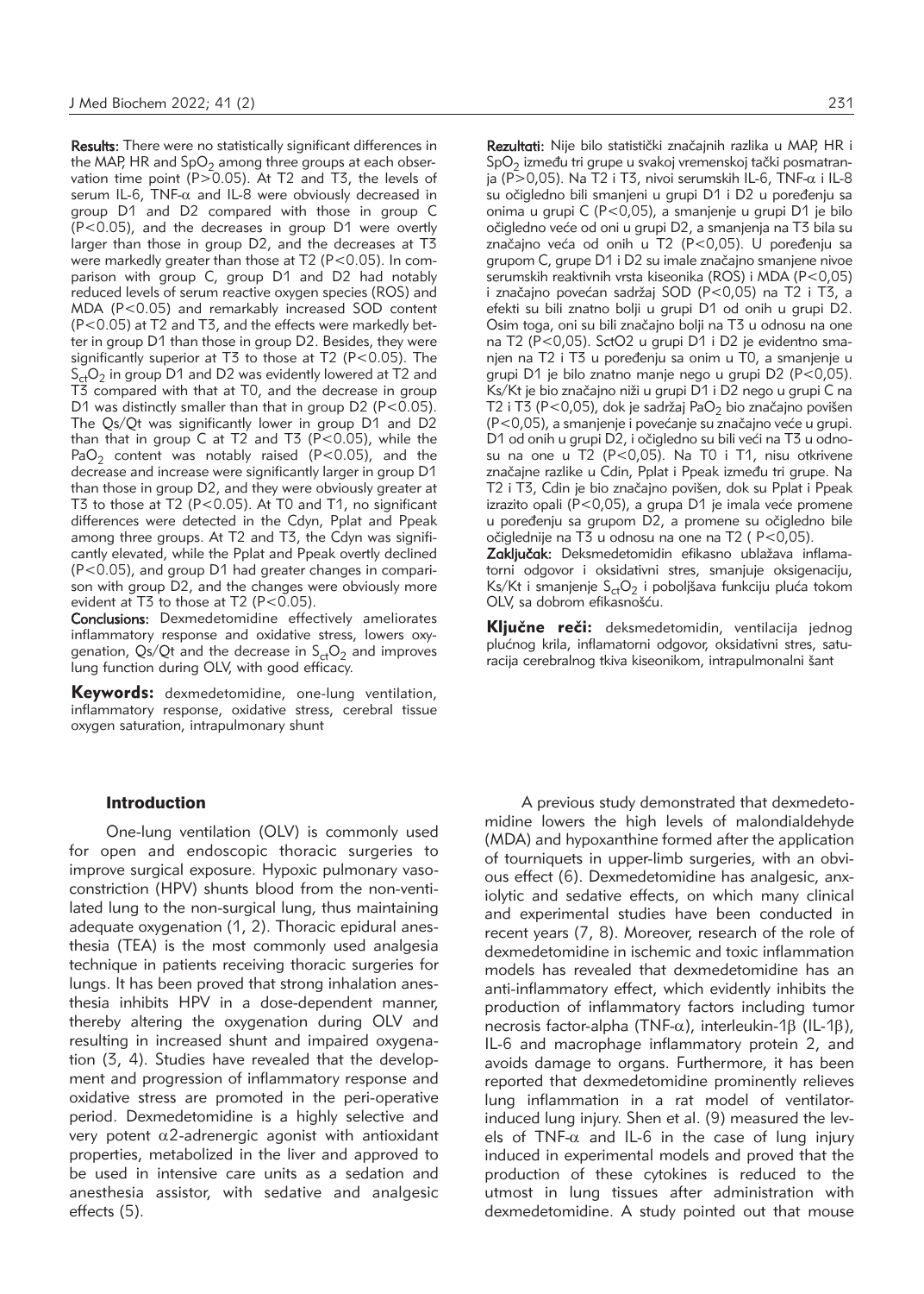**Results:** There were no statistically significant differences in the MAP, HR and $SpO_2$ among three groups at each observation time point ($P>0.05$). At T2 and T3, the levels of serum IL-6, TNF-$\alpha$ and IL-8 were obviously decreased in group D1 and D2 compared with those in group C ($P<0.05$), and the decreases in group D1 were overtly larger than those in group D2, and the decreases at T3 were markedly greater than those at T2 ($P<0.05$). In comparison with group C, group D1 and D2 had notably reduced levels of serum reactive oxygen species (ROS) and MDA ($P<0.05$) and remarkably increased SOD content ($P<0.05$) at T2 and T3, and the effects were markedly better in group D1 than those in group D2. Besides, they were significantly superior at T3 to those at T2 ($P<0.05$). The $S_{ct}O_2$ in group D1 and D2 was evidently lowered at T2 and T3 compared with that at T0, and the decrease in group D1 was distinctly smaller than that in group D2 ($P<0.05$). The Qs/Qt was significantly lower in group D1 and D2 than that in group C at T2 and T3 ($P<0.05$), while the $PaO_2$ content was notably raised ($P<0.05$), and the decrease and increase were significantly larger in group D1 than those in group D2, and they were obviously greater at T3 to those at T2 ($P<0.05$). At T0 and T1, no significant differences were detected in the Cdyn, Pplat and Ppeak among three groups. At T2 and T3, the Cdyn was significantly elevated, while the Pplat and Ppeak overtly declined ($P<0.05$), and group D1 had greater changes in comparison with group D2, and the changes were obviously more evident at T3 to those at T2 ($P<0.05$).

**Conclusions:** Dexmedetomidine effectively ameliorates inflammatory response and oxidative stress, lowers oxygenation, Qs/Qt and the decrease in $S_{ct}O_2$ and improves lung function during OLV, with good efficacy.

**Keywords:** dexmedetomidine, one-lung ventilation, inflammatory response, oxidative stress, cerebral tissue oxygen saturation, intrapulmonary shunt

**Rezultati:** Nije bilo statistički značajnih razlika u MAP, HR i $SpO_2$ između tri grupe u svakoj vremenskoj tački posmatranja ($P>0,05$). Na T2 i T3, nivoi serumskih IL-6, TNF-$\alpha$ i IL-8 su očigledno bili smanjeni u grupi D1 i D2 u poređenju sa onima u grupi C ($P<0,05$), a smanjenje u grupi D1 je bilo očigledno veće od oni u grupi D2, a smanjenja na T3 bila su značajno veća od onih u T2 ($P<0,05$). U poređenju sa grupom C, grupe D1 i D2 su imale značajno smanjene nivoe serumskih reaktivnih vrsta kiseonika (ROS) i MDA ($P<0,05$) i značajno povećan sadržaj SOD ($P<0,05$) na T2 i T3, a efekti su bili znatno bolji u grupi D1 od onih u grupi D2. Osim toga, oni su bili značajno bolji na T3 u odnosu na one na T2 ($P<0,05$). SctO2 u grupi D1 i D2 je evidentno smanjen na T2 i T3 u poređenju sa onim u T0, a smanjenje u grupi D1 je bilo znatno manje nego u grupi D2 ($P<0,05$). Ks/Kt je bio značajno niži u grupi D1 i D2 nego u grupi C na T2 i T3 ($P<0,05$), dok je sadržaj $PaO_2$ bio značajno povišen ($P<0,05$), a smanjenje i povećanje su značajno veće u grupi. D1 od onih u grupi D2, i očigledno su bili veći na T3 u odnosu na one u T2 ($P<0,05$). Na T0 i T1, nisu otkrivene značajne razlike u Cdin, Pplat i Ppeak između tri grupe. Na T2 i T3, Cdin je bio značajno povišen, dok su Pplat i Ppeak izrazito opali ($P<0,05$), a grupa D1 je imala veće promene u poređenju sa grupom D2, a promene su očigledno bile očiglednije na T3 u odnosu na one na T2 ( $P<0,05$).

**Zaključak:** Deksmedetomidin efikasno ublažava inflamatorni odgovor i oksidativni stres, smanjuje oksigenaciju, Ks/Kt i smanjenje $S_{ct}O_2$ i poboljšava funkciju pluća tokom OLV, sa dobrom efikasnošću.

**Ključne reči:** deksmedetomidin, ventilacija jednog plućnog krila, inflamatorni odgovor, oksidativni stres, saturacija cerebralnog tkiva kiseonikom, intrapulmonalni šant

## Introduction

One-lung ventilation (OLV) is commonly used for open and endoscopic thoracic surgeries to improve surgical exposure. Hypoxic pulmonary vasoconstriction (HPV) shunts blood from the non-ventilated lung to the non-surgical lung, thus maintaining adequate oxygenation (1, 2). Thoracic epidural anesthesia (TEA) is the most commonly used analgesia technique in patients receiving thoracic surgeries for lungs. It has been proved that strong inhalation anesthesia inhibits HPV in a dose-dependent manner, thereby altering the oxygenation during OLV and resulting in increased shunt and impaired oxygenation (3, 4). Studies have revealed that the development and progression of inflammatory response and oxidative stress are promoted in the peri-operative period. Dexmedetomidine is a highly selective and very potent $\alpha$2-adrenergic agonist with antioxidant properties, metabolized in the liver and approved to be used in intensive care units as a sedation and anesthesia assistor, with sedative and analgesic effects (5).

A previous study demonstrated that dexmedetomidine lowers the high levels of malondialdehyde (MDA) and hypoxanthine formed after the application of tourniquets in upper-limb surgeries, with an obvious effect (6). Dexmedetomidine has analgesic, anxiolytic and sedative effects, on which many clinical and experimental studies have been conducted in recent years (7, 8). Moreover, research of the role of dexmedetomidine in ischemic and toxic inflammation models has revealed that dexmedetomidine has an anti-inflammatory effect, which evidently inhibits the production of inflammatory factors including tumor necrosis factor-alpha (TNF-$\alpha$), interleukin-1$\beta$ (IL-1$\beta$), IL-6 and macrophage inflammatory protein 2, and avoids damage to organs. Furthermore, it has been reported that dexmedetomidine prominently relieves lung inflammation in a rat model of ventilator-induced lung injury. Shen et al. (9) measured the levels of TNF-$\alpha$ and IL-6 in the case of lung injury induced in experimental models and proved that the production of these cytokines is reduced to the utmost in lung tissues after administration with dexmedetomidine. A study pointed out that mouse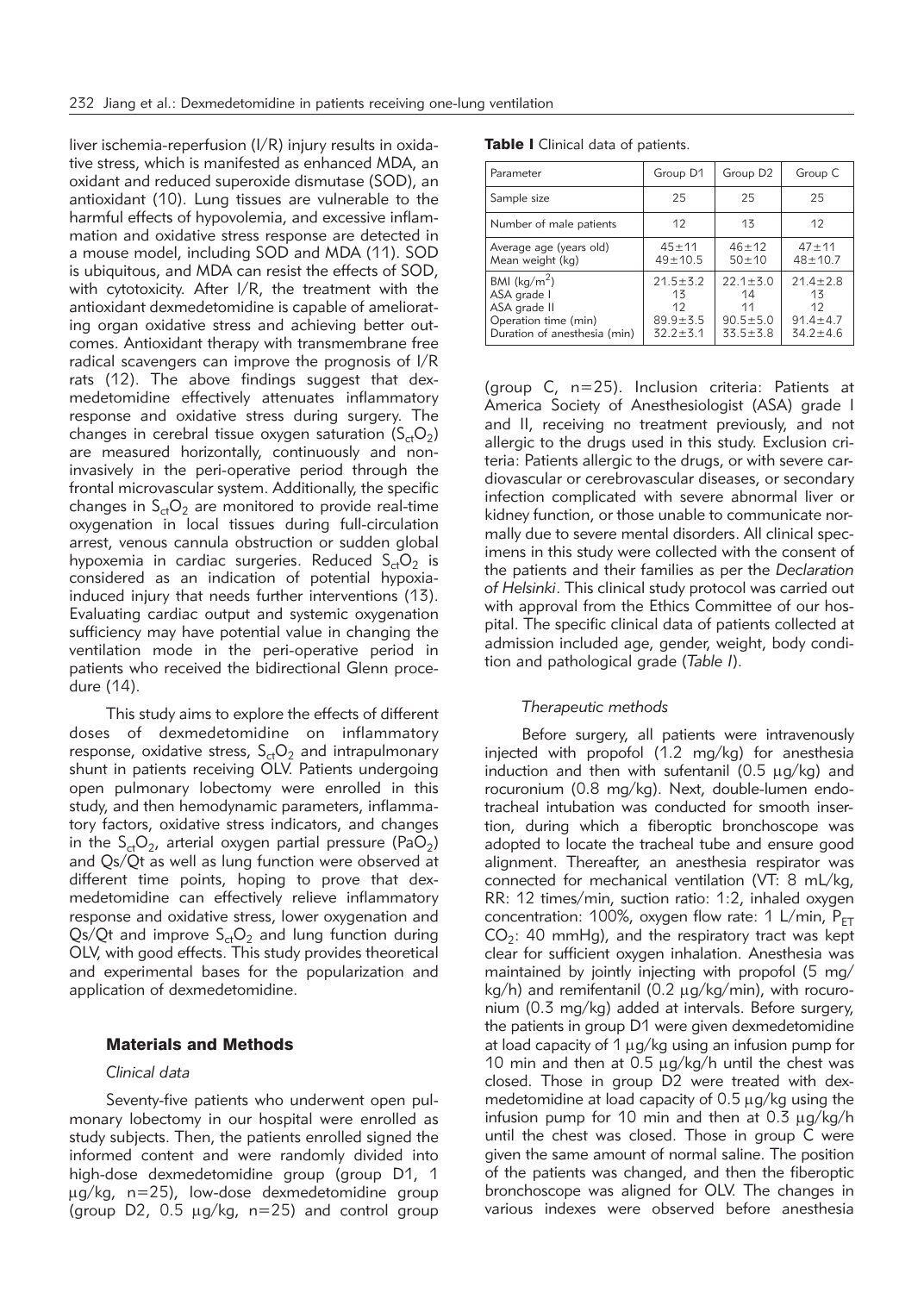liver ischemia-reperfusion (I/R) injury results in oxidative stress, which is manifested as enhanced MDA, an oxidant and reduced superoxide dismutase (SOD), an antioxidant (10). Lung tissues are vulnerable to the harmful effects of hypovolemia, and excessive inflammation and oxidative stress response are detected in a mouse model, including SOD and MDA (11). SOD is ubiquitous, and MDA can resist the effects of SOD, with cytotoxicity. After I/R, the treatment with the antioxidant dexmedetomidine is capable of ameliorating organ oxidative stress and achieving better outcomes. Antioxidant therapy with transmembrane free radical scavengers can improve the prognosis of I/R rats (12). The above findings suggest that dexmedetomidine effectively attenuates inflammatory response and oxidative stress during surgery. The changes in cerebral tissue oxygen saturation ($S_{ct}O_2$) are measured horizontally, continuously and non-invasively in the peri-operative period through the frontal microvascular system. Additionally, the specific changes in $S_{ct}O_2$ are monitored to provide real-time oxygenation in local tissues during full-circulation arrest, venous cannula obstruction or sudden global hypoxemia in cardiac surgeries. Reduced $S_{ct}O_2$ is considered as an indication of potential hypoxia-induced injury that needs further interventions (13). Evaluating cardiac output and systemic oxygenation sufficiency may have potential value in changing the ventilation mode in the peri-operative period in patients who received the bidirectional Glenn procedure (14).

This study aims to explore the effects of different doses of dexmedetomidine on inflammatory response, oxidative stress, $S_{ct}O_2$ and intrapulmonary shunt in patients receiving OLV. Patients undergoing open pulmonary lobectomy were enrolled in this study, and then hemodynamic parameters, inflammatory factors, oxidative stress indicators, and changes in the $S_{ct}O_2$, arterial oxygen partial pressure ($PaO_2$) and Qs/Qt as well as lung function were observed at different time points, hoping to prove that dexmedetomidine can effectively relieve inflammatory response and oxidative stress, lower oxygenation and Qs/Qt and improve $S_{ct}O_2$ and lung function during OLV, with good effects. This study provides theoretical and experimental bases for the popularization and application of dexmedetomidine.

## Materials and Methods

### *Clinical data*

Seventy-five patients who underwent open pulmonary lobectomy in our hospital were enrolled as study subjects. Then, the patients enrolled signed the informed content and were randomly divided into high-dose dexmedetomidine group (group D1, 1 μg/kg, n=25), low-dose dexmedetomidine group (group D2, 0.5 μg/kg, n=25) and control group (group C, n=25). Inclusion criteria: Patients at America Society of Anesthesiologist (ASA) grade I and II, receiving no treatment previously, and not allergic to the drugs used in this study. Exclusion criteria: Patients allergic to the drugs, or with severe cardiovascular or cerebrovascular diseases, or secondary infection complicated with severe abnormal liver or kidney function, or those unable to communicate normally due to severe mental disorders. All clinical specimens in this study were collected with the consent of the patients and their families as per the *Declaration of Helsinki*. This clinical study protocol was carried out with approval from the Ethics Committee of our hospital. The specific clinical data of patients collected at admission included age, gender, weight, body condition and pathological grade (*Table I*).

**Table I** Clinical data of patients.

| Parameter | Group D1 | Group D2 | Group C |
|---|---|---|---|
| Sample size | 25 | 25 | 25 |
| Number of male patients | 12 | 13 | 12 |
| Average age (years old) | 45±11 | 46±12 | 47±11 |
| Mean weight (kg) | 49±10.5 | 50±10 | 48±10.7 |
| BMI (kg/m$^2$) | 21.5±3.2 | 22.1±3.0 | 21.4±2.8 |
| ASA grade I | 13 | 14 | 13 |
| ASA grade II | 12 | 11 | 12 |
| Operation time (min) | 89.9±3.5 | 90.5±5.0 | 91.4±4.7 |
| Duration of anesthesia (min) | 32.2±3.1 | 33.5±3.8 | 34.2±4.6 |

### *Therapeutic methods*

Before surgery, all patients were intravenously injected with propofol (1.2 mg/kg) for anesthesia induction and then with sufentanil (0.5 μg/kg) and rocuronium (0.8 mg/kg). Next, double-lumen endotracheal intubation was conducted for smooth insertion, during which a fiberoptic bronchoscope was adopted to locate the tracheal tube and ensure good alignment. Thereafter, an anesthesia respirator was connected for mechanical ventilation (VT: 8 mL/kg, RR: 12 times/min, suction ratio: 1:2, inhaled oxygen concentration: 100%, oxygen flow rate: 1 L/min, $P_{ET}$ $CO_2$: 40 mmHg), and the respiratory tract was kept clear for sufficient oxygen inhalation. Anesthesia was maintained by jointly injecting with propofol (5 mg/kg/h) and remifentanil (0.2 μg/kg/min), with rocuronium (0.3 mg/kg) added at intervals. Before surgery, the patients in group D1 were given dexmedetomidine at load capacity of 1 μg/kg using an infusion pump for 10 min and then at 0.5 μg/kg/h until the chest was closed. Those in group D2 were treated with dexmedetomidine at load capacity of 0.5 μg/kg using the infusion pump for 10 min and then at 0.3 μg/kg/h until the chest was closed. Those in group C were given the same amount of normal saline. The position of the patients was changed, and then the fiberoptic bronchoscope was aligned for OLV. The changes in various indexes were observed before anesthesia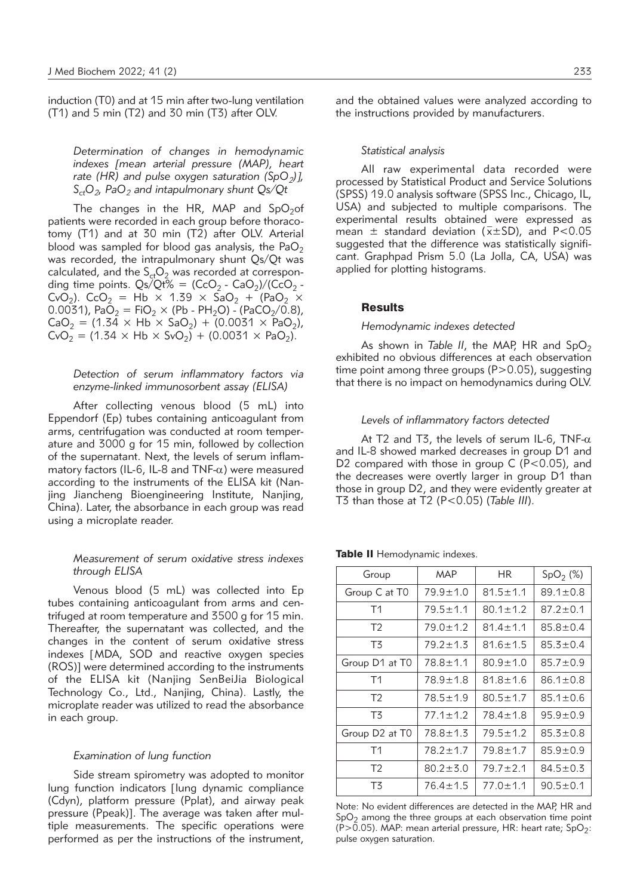induction (T0) and at 15 min after two-lung ventilation (T1) and 5 min (T2) and 30 min (T3) after OLV.

### *Determination of changes in hemodynamic indexes [mean arterial pressure (MAP), heart rate (HR) and pulse oxygen saturation ($SpO_2$)], $S_{ct}O_2$, $PaO_2$ and intapulmonary shunt Qs/Qt*

The changes in the HR, MAP and $SpO_2$of patients were recorded in each group before thoracotomy (T1) and at 30 min (T2) after OLV. Arterial blood was sampled for blood gas analysis, the $PaO_2$ was recorded, the intrapulmonary shunt Qs/Qt was calculated, and the $S_{ct}O_2$ was recorded at corresponding time points. $Qs/Qt\% = (CcO_2 - CaO_2)/(CcO_2 - CvO_2)$. $CcO_2 = Hb \times 1.39 \times SaO_2 + (PaO_2 \times 0.0031)$, $PaO_2 = FiO_2 \times (Pb - PH_2O) - (PaCO_2/0.8)$, $CaO_2 = (1.34 \times Hb \times SaO_2) + (0.0031 \times PaO_2)$, $CvO_2 = (1.34 \times Hb \times SvO_2) + (0.0031 \times PaO_2)$.

### *Detection of serum inflammatory factors via enzyme-linked immunosorbent assay (ELISA)*

After collecting venous blood (5 mL) into Eppendorf (Ep) tubes containing anticoagulant from arms, centrifugation was conducted at room temperature and 3000 g for 15 min, followed by collection of the supernatant. Next, the levels of serum inflammatory factors (IL-6, IL-8 and TNF-$\alpha$) were measured according to the instruments of the ELISA kit (Nanjing Jiancheng Bioengineering Institute, Nanjing, China). Later, the absorbance in each group was read using a microplate reader.

### *Measurement of serum oxidative stress indexes through ELISA*

Venous blood (5 mL) was collected into Ep tubes containing anticoagulant from arms and centrifuged at room temperature and 3500 g for 15 min. Thereafter, the supernatant was collected, and the changes in the content of serum oxidative stress indexes [MDA, SOD and reactive oxygen species (ROS)] were determined according to the instruments of the ELISA kit (Nanjing SenBeiJia Biological Technology Co., Ltd., Nanjing, China). Lastly, the microplate reader was utilized to read the absorbance in each group.

### *Examination of lung function*

Side stream spirometry was adopted to monitor lung function indicators [lung dynamic compliance (Cdyn), platform pressure (Pplat), and airway peak pressure (Ppeak)]. The average was taken after multiple measurements. The specific operations were performed as per the instructions of the instrument, and the obtained values were analyzed according to the instructions provided by manufacturers.

### *Statistical analysis*

All raw experimental data recorded were processed by Statistical Product and Service Solutions (SPSS) 19.0 analysis software (SPSS Inc., Chicago, IL, USA) and subjected to multiple comparisons. The experimental results obtained were expressed as mean $\pm$ standard deviation ($\bar{x}\pm SD$), and $P<0.05$ suggested that the difference was statistically significant. Graphpad Prism 5.0 (La Jolla, CA, USA) was applied for plotting histograms.

## Results

### *Hemodynamic indexes detected*

As shown in *Table II*, the MAP, HR and $SpO_2$ exhibited no obvious differences at each observation time point among three groups ($P>0.05$), suggesting that there is no impact on hemodynamics during OLV.

### *Levels of inflammatory factors detected*

At T2 and T3, the levels of serum IL-6, TNF-$\alpha$ and IL-8 showed marked decreases in group D1 and D2 compared with those in group C ($P<0.05$), and the decreases were overtly larger in group D1 than those in group D2, and they were evidently greater at T3 than those at T2 ($P<0.05$) (*Table III*).

**Table II** Hemodynamic indexes.

| Group | MAP | HR | $SpO_2$ (%) |
|---|---|---|---|
| Group C at T0 | 79.9±1.0 | 81.5±1.1 | 89.1±0.8 |
| T1 | 79.5±1.1 | 80.1±1.2 | 87.2±0.1 |
| T2 | 79.0±1.2 | 81.4±1.1 | 85.8±0.4 |
| T3 | 79.2±1.3 | 81.6±1.5 | 85.3±0.4 |
| Group D1 at T0 | 78.8±1.1 | 80.9±1.0 | 85.7±0.9 |
| T1 | 78.9±1.8 | 81.8±1.6 | 86.1±0.8 |
| T2 | 78.5±1.9 | 80.5±1.7 | 85.1±0.6 |
| T3 | 77.1±1.2 | 78.4±1.8 | 95.9±0.9 |
| Group D2 at T0 | 78.8±1.3 | 79.5±1.2 | 85.3±0.8 |
| T1 | 78.2±1.7 | 79.8±1.7 | 85.9±0.9 |
| T2 | 80.2±3.0 | 79.7±2.1 | 84.5±0.3 |
| T3 | 76.4±1.5 | 77.0±1.1 | 90.5±0.1 |

Note: No evident differences are detected in the MAP, HR and $SpO_2$ among the three groups at each observation time point ($P>0.05$). MAP: mean arterial pressure, HR: heart rate; $SpO_2$: pulse oxygen saturation.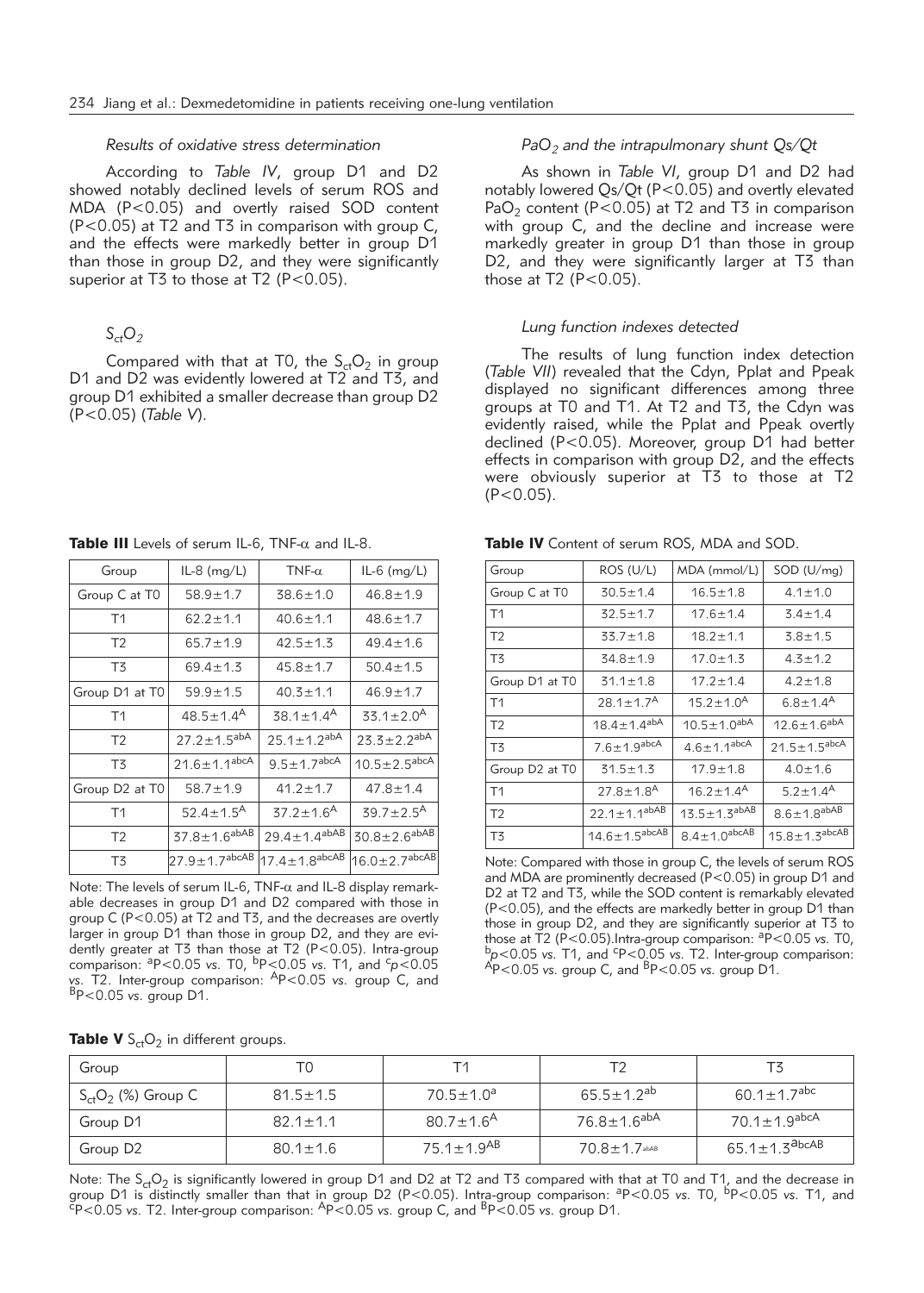#### *Results of oxidative stress determination*

According to *Table IV*, group D1 and D2 showed notably declined levels of serum ROS and MDA ($P<0.05$) and overtly raised SOD content ($P<0.05$) at T2 and T3 in comparison with group C, and the effects were markedly better in group D1 than those in group D2, and they were significantly superior at T3 to those at T2 ($P<0.05$).

#### $S_{ct}O_2$

Compared with that at T0, the $S_{ct}O_2$ in group D1 and D2 was evidently lowered at T2 and T3, and group D1 exhibited a smaller decrease than group D2 ($P<0.05$) (*Table V*).

#### *$PaO_2$ and the intrapulmonary shunt Qs/Qt*

As shown in *Table VI*, group D1 and D2 had notably lowered Qs/Qt ($P<0.05$) and overtly elevated $PaO_2$ content ($P<0.05$) at T2 and T3 in comparison with group C, and the decline and increase were markedly greater in group D1 than those in group D2, and they were significantly larger at T3 than those at T2 ($P<0.05$).

#### *Lung function indexes detected*

The results of lung function index detection (*Table VII*) revealed that the Cdyn, Pplat and Ppeak displayed no significant differences among three groups at T0 and T1. At T2 and T3, the Cdyn was evidently raised, while the Pplat and Ppeak overtly declined ($P<0.05$). Moreover, group D1 had better effects in comparison with group D2, and the effects were obviously superior at T3 to those at T2 ($P<0.05$).

**Table III** Levels of serum IL-6, TNF-α and IL-8.

| Group | IL-8 (mg/L) | TNF-α | IL-6 (mg/L) |
|---|---|---|---|
| Group C at T0 | 58.9±1.7 | 38.6±1.0 | 46.8±1.9 |
| T1 | 62.2±1.1 | 40.6±1.1 | 48.6±1.7 |
| T2 | 65.7±1.9 | 42.5±1.3 | 49.4±1.6 |
| T3 | 69.4±1.3 | 45.8±1.7 | 50.4±1.5 |
| Group D1 at T0 | 59.9±1.5 | 40.3±1.1 | 46.9±1.7 |
| T1 | 48.5±1.4$^{A}$ | 38.1±1.4$^{A}$ | 33.1±2.0$^{A}$ |
| T2 | 27.2±1.5$^{abA}$ | 25.1±1.2$^{abA}$ | 23.3±2.2$^{abA}$ |
| T3 | 21.6±1.1$^{abcA}$ | 9.5±1.7$^{abcA}$ | 10.5±2.5$^{abcA}$ |
| Group D2 at T0 | 58.7±1.9 | 41.2±1.7 | 47.8±1.4 |
| T1 | 52.4±1.5$^{A}$ | 37.2±1.6$^{A}$ | 39.7±2.5$^{A}$ |
| T2 | 37.8±1.6$^{abAB}$ | 29.4±1.4$^{abAB}$ | 30.8±2.6$^{abAB}$ |
| T3 | 27.9±1.7$^{abcAB}$ | 17.4±1.8$^{abcAB}$ | 16.0±2.7$^{abcAB}$ |

Note: The levels of serum IL-6, TNF-α and IL-8 display remarkable decreases in group D1 and D2 compared with those in group C ($P<0.05$) at T2 and T3, and the decreases are overtly larger in group D1 than those in group D2, and they are evidently greater at T3 than those at T2 ($P<0.05$). Intra-group comparison: $^{a}P<0.05$ *vs.* T0, $^{b}P<0.05$ *vs.* T1, and $^{c}p<0.05$ *vs.* T2. Inter-group comparison: $^{A}P<0.05$ *vs.* group C, and $^{B}P<0.05$ *vs.* group D1.

**Table IV** Content of serum ROS, MDA and SOD.

| Group | ROS (U/L) | MDA (mmol/L) | SOD (U/mg) |
|---|---|---|---|
| Group C at T0 | 30.5±1.4 | 16.5±1.8 | 4.1±1.0 |
| T1 | 32.5±1.7 | 17.6±1.4 | 3.4±1.4 |
| T2 | 33.7±1.8 | 18.2±1.1 | 3.8±1.5 |
| T3 | 34.8±1.9 | 17.0±1.3 | 4.3±1.2 |
| Group D1 at T0 | 31.1±1.8 | 17.2±1.4 | 4.2±1.8 |
| T1 | 28.1±1.7$^{A}$ | 15.2±1.0$^{A}$ | 6.8±1.4$^{A}$ |
| T2 | 18.4±1.4$^{abA}$ | 10.5±1.0$^{abA}$ | 12.6±1.6$^{abA}$ |
| T3 | 7.6±1.9$^{abcA}$ | 4.6±1.1$^{abcA}$ | 21.5±1.5$^{abcA}$ |
| Group D2 at T0 | 31.5±1.3 | 17.9±1.8 | 4.0±1.6 |
| T1 | 27.8±1.8$^{A}$ | 16.2±1.4$^{A}$ | 5.2±1.4$^{A}$ |
| T2 | 22.1±1.1$^{abAB}$ | 13.5±1.3$^{abAB}$ | 8.6±1.8$^{abAB}$ |
| T3 | 14.6±1.5$^{abcAB}$ | 8.4±1.0$^{abcAB}$ | 15.8±1.3$^{abcAB}$ |

Note: Compared with those in group C, the levels of serum ROS and MDA are prominently decreased ($P<0.05$) in group D1 and D2 at T2 and T3, while the SOD content is remarkably elevated ($P<0.05$), and the effects are markedly better in group D1 than those in group D2, and they are significantly superior at T3 to those at T2 ($P<0.05$).Intra-group comparison: $^{a}P<0.05$ *vs.* T0, $^{b}p<0.05$ *vs.* T1, and $^{c}P<0.05$ *vs.* T2. Inter-group comparison: $^{A}P<0.05$ *vs.* group C, and $^{B}P<0.05$ *vs.* group D1.

**Table V** $S_{ct}O_2$ in different groups.

| Group | T0 | T1 | T2 | T3 |
|---|---|---|---|---|
| $S_{ct}O_2$ (%) Group C | 81.5±1.5 | 70.5±1.0$^{a}$ | 65.5±1.2$^{ab}$ | 60.1±1.7$^{abc}$ |
| Group D1 | 82.1±1.1 | 80.7±1.6$^{A}$ | 76.8±1.6$^{abA}$ | 70.1±1.9$^{abcA}$ |
| Group D2 | 80.1±1.6 | 75.1±1.9$^{AB}$ | 70.8±1.7$^{abAB}$ | 65.1±1.3$^{abcAB}$ |

Note: The $S_{ct}O_2$ is significantly lowered in group D1 and D2 at T2 and T3 compared with that at T0 and T1, and the decrease in group D1 is distinctly smaller than that in group D2 ($P<0.05$). Intra-group comparison: $^{a}P<0.05$ *vs.* T0, $^{b}P<0.05$ *vs.* T1, and $^{c}P<0.05$ *vs.* T2. Inter-group comparison: $^{A}P<0.05$ *vs.* group C, and $^{B}P<0.05$ *vs.* group D1.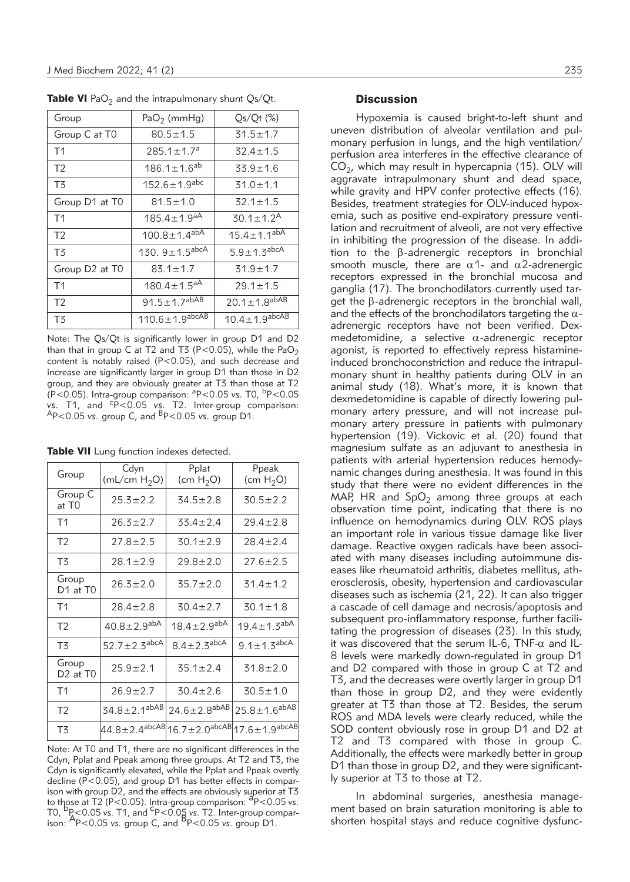**Table VI** $PaO_2$ and the intrapulmonary shunt Qs/Qt.

| Group | $PaO_2$ (mmHg) | Qs/Qt (%) |
|---|---|---|
| Group C at T0 | 80.5±1.5 | 31.5±1.7 |
| T1 | 285.1±1.7$^{a}$ | 32.4±1.5 |
| T2 | 186.1±1.6$^{ab}$ | 33.9±1.6 |
| T3 | 152.6±1.9$^{abc}$ | 31.0±1.1 |
| Group D1 at T0 | 81.5±1.0 | 32.1±1.5 |
| T1 | 185.4±1.9$^{aA}$ | 30.1±1.2$^{A}$ |
| T2 | 100.8±1.4$^{abA}$ | 15.4±1.1$^{abA}$ |
| T3 | 130. 9±1.5$^{abcA}$ | 5.9±1.3$^{abcA}$ |
| Group D2 at T0 | 83.1±1.7 | 31.9±1.7 |
| T1 | 180.4±1.5$^{aA}$ | 29.1±1.5 |
| T2 | 91.5±1.7$^{abAB}$ | 20.1±1.8$^{abAB}$ |
| T3 | 110.6±1.9$^{abcAB}$ | 10.4±1.9$^{abcAB}$ |

Note: The Qs/Qt is significantly lower in group D1 and D2 than that in group C at T2 and T3 ($P<0.05$), while the $PaO_2$ content is notably raised ($P<0.05$), and such decrease and increase are significantly larger in group D1 than those in D2 group, and they are obviously greater at T3 than those at T2 ($P<0.05$). Intra-group comparison: $^{a}P<0.05$ *vs.* T0, $^{b}P<0.05$ *vs.* T1, and $^{c}P<0.05$ *vs.* T2. Inter-group comparison: $^{A}P<0.05$ *vs.* group C, and $^{B}P<0.05$ *vs.* group D1.

**Table VII** Lung function indexes detected.

| Group | Cdyn (mL/cm $H_2O$) | Pplat (cm $H_2O$) | Ppeak (cm $H_2O$) |
|---|---|---|---|
| Group C at T0 | 25.3±2.2 | 34.5±2.8 | 30.5±2.2 |
| T1 | 26.3±2.7 | 33.4±2.4 | 29.4±2.8 |
| T2 | 27.8±2.5 | 30.1±2.9 | 28.4±2.4 |
| T3 | 28.1±2.9 | 29.8±2.0 | 27.6±2.5 |
| Group D1 at T0 | 26.3±2.0 | 35.7±2.0 | 31.4±1.2 |
| T1 | 28.4±2.8 | 30.4±2.7 | 30.1±1.8 |
| T2 | 40.8±2.9$^{abA}$ | 18.4±2.9$^{abA}$ | 19.4±1.3$^{abA}$ |
| T3 | 52.7±2.3$^{abcA}$ | 8.4±2.3$^{abcA}$ | 9.1±1.3$^{abcA}$ |
| Group D2 at T0 | 25.9±2.1 | 35.1±2.4 | 31.8±2.0 |
| T1 | 26.9±2.7 | 30.4±2.6 | 30.5±1.0 |
| T2 | 34.8±2.1$^{abAB}$ | 24.6±2.8$^{abAB}$ | 25.8±1.6$^{abAB}$ |
| T3 | 44.8±2.4$^{abcAB}$ | 16.7±2.0$^{abcAB}$ | 17.6±1.9$^{abcAB}$ |

Note: At T0 and T1, there are no significant differences in the Cdyn, Pplat and Ppeak among three groups. At T2 and T3, the Cdyn is significantly elevated, while the Pplat and Ppeak overtly decline ($P<0.05$), and group D1 has better effects in comparison with group D2, and the effects are obviously superior at T3 to those at T2 ($P<0.05$). Intra-group comparison: $^{a}P<0.05$ *vs.* T0, $^{b}P<0.05$ *vs.* T1, and $^{c}P<0.05$ *vs.* T2. Inter-group comparison: $^{A}P<0.05$ *vs.* group C, and $^{B}P<0.05$ *vs.* group D1.

## Discussion

Hypoxemia is caused bright-to-left shunt and uneven distribution of alveolar ventilation and pulmonary perfusion in lungs, and the high ventilation/perfusion area interferes in the effective clearance of $CO_2$, which may result in hypercapnia (15). OLV will aggravate intrapulmonary shunt and dead space, while gravity and HPV confer protective effects (16). Besides, treatment strategies for OLV-induced hypoxemia, such as positive end-expiratory pressure ventilation and recruitment of alveoli, are not very effective in inhibiting the progression of the disease. In addition to the $\beta$-adrenergic receptors in bronchial smooth muscle, there are $\alpha1$- and $\alpha2$-adrenergic receptors expressed in the bronchial mucosa and ganglia (17). The bronchodilators currently used target the $\beta$-adrenergic receptors in the bronchial wall, and the effects of the bronchodilators targeting the $\alpha$-adrenergic receptors have not been verified. Dexmedetomidine, a selective $\alpha$-adrenergic receptor agonist, is reported to effectively repress histamine-induced bronchoconstriction and reduce the intrapulmonary shunt in healthy patients during OLV in an animal study (18). What's more, it is known that dexmedetomidine is capable of directly lowering pulmonary artery pressure, and will not increase pulmonary artery pressure in patients with pulmonary hypertension (19). Vickovic et al. (20) found that magnesium sulfate as an adjuvant to anesthesia in patients with arterial hypertension reduces hemodynamic changes during anesthesia. It was found in this study that there were no evident differences in the MAP, HR and $SpO_2$ among three groups at each observation time point, indicating that there is no influence on hemodynamics during OLV. ROS plays an important role in various tissue damage like liver damage. Reactive oxygen radicals have been associated with many diseases including autoimmune diseases like rheumatoid arthritis, diabetes mellitus, atherosclerosis, obesity, hypertension and cardiovascular diseases such as ischemia (21, 22). It can also trigger a cascade of cell damage and necrosis/apoptosis and subsequent pro-inflammatory response, further facilitating the progression of diseases (23). In this study, it was discovered that the serum IL-6, TNF-$\alpha$ and IL-8 levels were markedly down-regulated in group D1 and D2 compared with those in group C at T2 and T3, and the decreases were overtly larger in group D1 than those in group D2, and they were evidently greater at T3 than those at T2. Besides, the serum ROS and MDA levels were clearly reduced, while the SOD content obviously rose in group D1 and D2 at T2 and T3 compared with those in group C. Additionally, the effects were markedly better in group D1 than those in group D2, and they were significantly superior at T3 to those at T2.

In abdominal surgeries, anesthesia management based on brain saturation monitoring is able to shorten hospital stays and reduce cognitive dysfunc-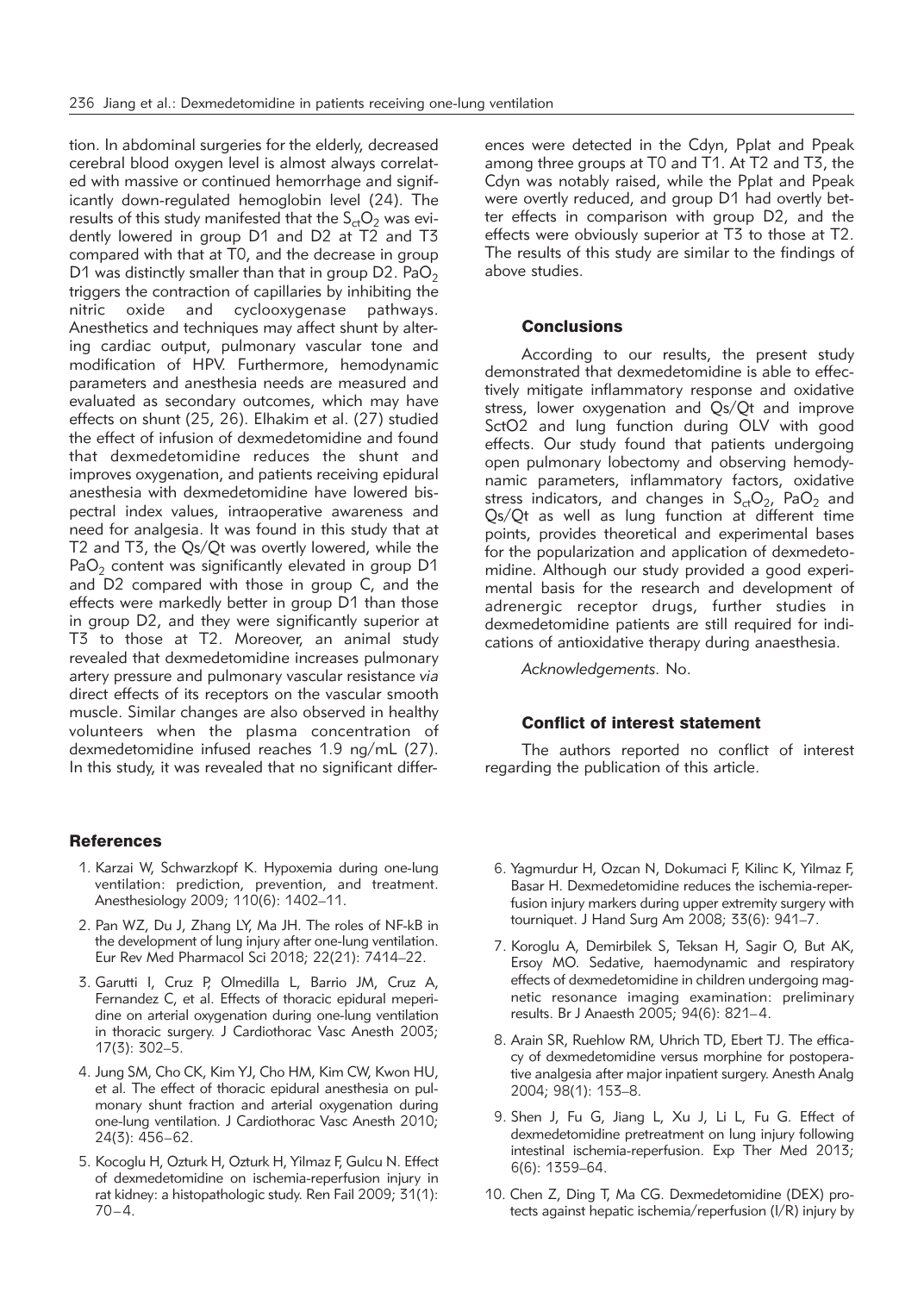tion. In abdominal surgeries for the elderly, decreased cerebral blood oxygen level is almost always correlated with massive or continued hemorrhage and significantly down-regulated hemoglobin level (24). The results of this study manifested that the $S_{ct}O_2$ was evidently lowered in group D1 and D2 at T2 and T3 compared with that at T0, and the decrease in group D1 was distinctly smaller than that in group D2. $PaO_2$ triggers the contraction of capillaries by inhibiting the nitric oxide and cyclooxygenase pathways. Anesthetics and techniques may affect shunt by altering cardiac output, pulmonary vascular tone and modification of HPV. Furthermore, hemodynamic parameters and anesthesia needs are measured and evaluated as secondary outcomes, which may have effects on shunt (25, 26). Elhakim et al. (27) studied the effect of infusion of dexmedetomidine and found that dexmedetomidine reduces the shunt and improves oxygenation, and patients receiving epidural anesthesia with dexmedetomidine have lowered bispectral index values, intraoperative awareness and need for analgesia. It was found in this study that at T2 and T3, the Qs/Qt was overtly lowered, while the $PaO_2$ content was significantly elevated in group D1 and D2 compared with those in group C, and the effects were markedly better in group D1 than those in group D2, and they were significantly superior at T3 to those at T2. Moreover, an animal study revealed that dexmedetomidine increases pulmonary artery pressure and pulmonary vascular resistance *via* direct effects of its receptors on the vascular smooth muscle. Similar changes are also observed in healthy volunteers when the plasma concentration of dexmedetomidine infused reaches 1.9 ng/mL (27). In this study, it was revealed that no significant differences were detected in the Cdyn, Pplat and Ppeak among three groups at T0 and T1. At T2 and T3, the Cdyn was notably raised, while the Pplat and Ppeak were overtly reduced, and group D1 had overtly better effects in comparison with group D2, and the effects were obviously superior at T3 to those at T2. The results of this study are similar to the findings of above studies.

## Conclusions

According to our results, the present study demonstrated that dexmedetomidine is able to effectively mitigate inflammatory response and oxidative stress, lower oxygenation and Qs/Qt and improve SctO2 and lung function during OLV with good effects. Our study found that patients undergoing open pulmonary lobectomy and observing hemodynamic parameters, inflammatory factors, oxidative stress indicators, and changes in $S_{ct}O_2$, $PaO_2$ and Qs/Qt as well as lung function at different time points, provides theoretical and experimental bases for the popularization and application of dexmedetomidine. Although our study provided a good experimental basis for the research and development of adrenergic receptor drugs, further studies in dexmedetomidine patients are still required for indications of antioxidative therapy during anaesthesia.

*Acknowledgements.* No.

## Conflict of interest statement

The authors reported no conflict of interest regarding the publication of this article.

## References

1. Karzai W, Schwarzkopf K. Hypoxemia during one-lung ventilation: prediction, prevention, and treatment. Anesthesiology 2009; 110(6): 1402–11.
2. Pan WZ, Du J, Zhang LY, Ma JH. The roles of NF-kB in the development of lung injury after one-lung ventilation. Eur Rev Med Pharmacol Sci 2018; 22(21): 7414–22.
3. Garutti I, Cruz P, Olmedilla L, Barrio JM, Cruz A, Fernandez C, et al. Effects of thoracic epidural meperidine on arterial oxygenation during one-lung ventilation in thoracic surgery. J Cardiothorac Vasc Anesth 2003; 17(3): 302–5.
4. Jung SM, Cho CK, Kim YJ, Cho HM, Kim CW, Kwon HU, et al. The effect of thoracic epidural anesthesia on pulmonary shunt fraction and arterial oxygenation during one-lung ventilation. J Cardiothorac Vasc Anesth 2010; 24(3): 456–62.
5. Kocoglu H, Ozturk H, Ozturk H, Yilmaz F, Gulcu N. Effect of dexmedetomidine on ischemia-reperfusion injury in rat kidney: a histopathologic study. Ren Fail 2009; 31(1): 70–4.
6. Yagmurdur H, Ozcan N, Dokumaci F, Kilinc K, Yilmaz F, Basar H. Dexmedetomidine reduces the ischemia-reperfusion injury markers during upper extremity surgery with tourniquet. J Hand Surg Am 2008; 33(6): 941–7.
7. Koroglu A, Demirbilek S, Teksan H, Sagir O, But AK, Ersoy MO. Sedative, haemodynamic and respiratory effects of dexmedetomidine in children undergoing magnetic resonance imaging examination: preliminary results. Br J Anaesth 2005; 94(6): 821–4.
8. Arain SR, Ruehlow RM, Uhrich TD, Ebert TJ. The efficacy of dexmedetomidine versus morphine for postoperative analgesia after major inpatient surgery. Anesth Analg 2004; 98(1): 153–8.
9. Shen J, Fu G, Jiang L, Xu J, Li L, Fu G. Effect of dexmedetomidine pretreatment on lung injury following intestinal ischemia-reperfusion. Exp Ther Med 2013; 6(6): 1359–64.
10. Chen Z, Ding T, Ma CG. Dexmedetomidine (DEX) protects against hepatic ischemia/reperfusion (I/R) injury by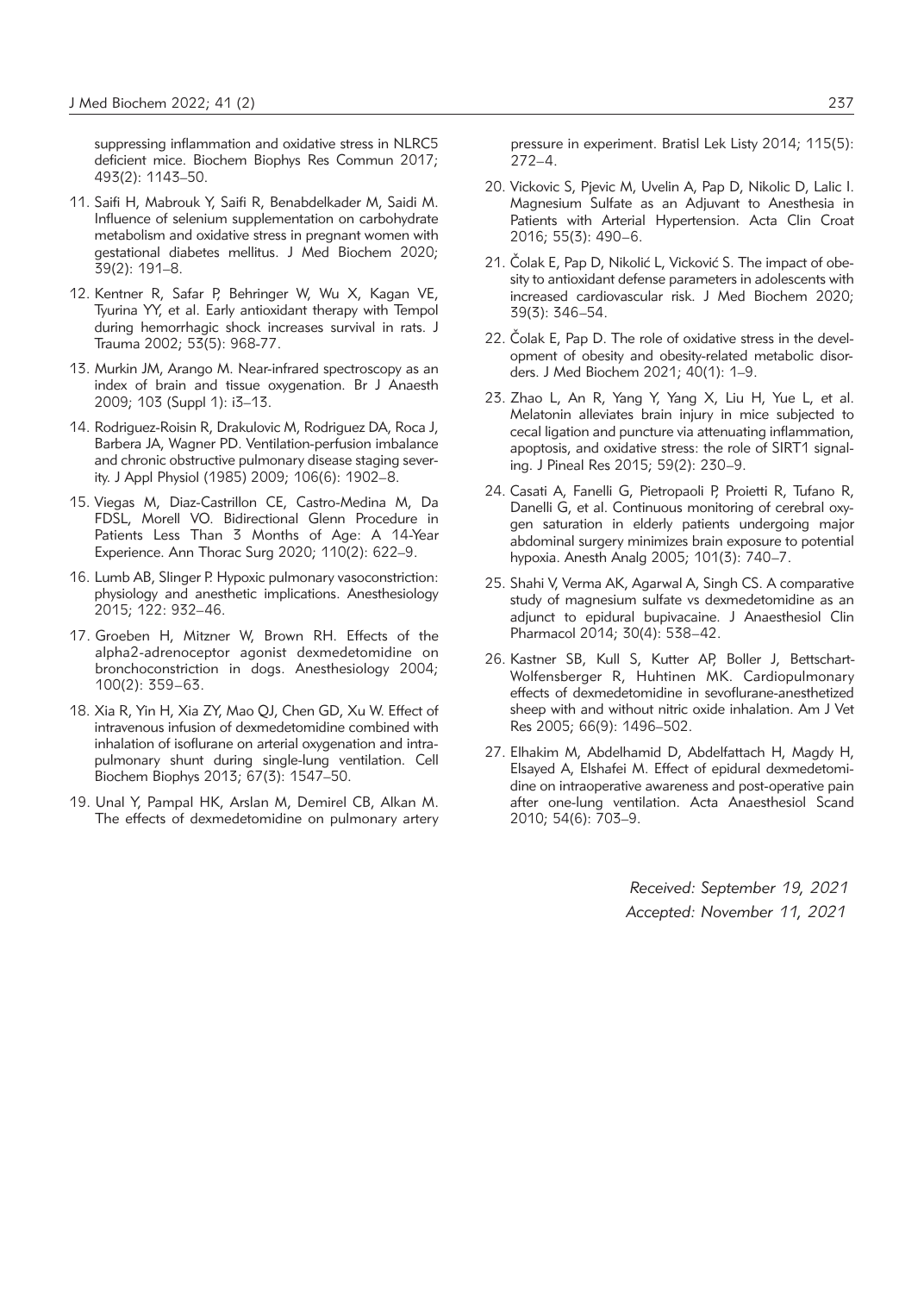suppressing inflammation and oxidative stress in NLRC5 deficient mice. Biochem Biophys Res Commun 2017; 493(2): 1143–50.

11. Saifi H, Mabrouk Y, Saifi R, Benabdelkader M, Saidi M. Influence of selenium supplementation on carbohydrate metabolism and oxidative stress in pregnant women with gestational diabetes mellitus. J Med Biochem 2020; 39(2): 191–8.

12. Kentner R, Safar P, Behringer W, Wu X, Kagan VE, Tyurina YY, et al. Early antioxidant therapy with Tempol during hemorrhagic shock increases survival in rats. J Trauma 2002; 53(5): 968-77.

13. Murkin JM, Arango M. Near-infrared spectroscopy as an index of brain and tissue oxygenation. Br J Anaesth 2009; 103 (Suppl 1): i3–13.

14. Rodriguez-Roisin R, Drakulovic M, Rodriguez DA, Roca J, Barbera JA, Wagner PD. Ventilation-perfusion imbalance and chronic obstructive pulmonary disease staging severity. J Appl Physiol (1985) 2009; 106(6): 1902–8.

15. Viegas M, Diaz-Castrillon CE, Castro-Medina M, Da FDSL, Morell VO. Bidirectional Glenn Procedure in Patients Less Than 3 Months of Age: A 14-Year Experience. Ann Thorac Surg 2020; 110(2): 622–9.

16. Lumb AB, Slinger P. Hypoxic pulmonary vasoconstriction: physiology and anesthetic implications. Anesthesiology 2015; 122: 932–46.

17. Groeben H, Mitzner W, Brown RH. Effects of the alpha2-adrenoceptor agonist dexmedetomidine on bronchoconstriction in dogs. Anesthesiology 2004; 100(2): 359–63.

18. Xia R, Yin H, Xia ZY, Mao QJ, Chen GD, Xu W. Effect of intravenous infusion of dexmedetomidine combined with inhalation of isoflurane on arterial oxygenation and intrapulmonary shunt during single-lung ventilation. Cell Biochem Biophys 2013; 67(3): 1547–50.

19. Unal Y, Pampal HK, Arslan M, Demirel CB, Alkan M. The effects of dexmedetomidine on pulmonary artery pressure in experiment. Bratisl Lek Listy 2014; 115(5): 272–4.

20. Vickovic S, Pjevic M, Uvelin A, Pap D, Nikolic D, Lalic I. Magnesium Sulfate as an Adjuvant to Anesthesia in Patients with Arterial Hypertension. Acta Clin Croat 2016; 55(3): 490–6.

21. Čolak E, Pap D, Nikolić L, Vicković S. The impact of obesity to antioxidant defense parameters in adolescents with increased cardiovascular risk. J Med Biochem 2020; 39(3): 346–54.

22. Čolak E, Pap D. The role of oxidative stress in the development of obesity and obesity-related metabolic disorders. J Med Biochem 2021; 40(1): 1–9.

23. Zhao L, An R, Yang Y, Yang X, Liu H, Yue L, et al. Melatonin alleviates brain injury in mice subjected to cecal ligation and puncture via attenuating inflammation, apoptosis, and oxidative stress: the role of SIRT1 signaling. J Pineal Res 2015; 59(2): 230–9.

24. Casati A, Fanelli G, Pietropaoli P, Proietti R, Tufano R, Danelli G, et al. Continuous monitoring of cerebral oxygen saturation in elderly patients undergoing major abdominal surgery minimizes brain exposure to potential hypoxia. Anesth Analg 2005; 101(3): 740–7.

25. Shahi V, Verma AK, Agarwal A, Singh CS. A comparative study of magnesium sulfate vs dexmedetomidine as an adjunct to epidural bupivacaine. J Anaesthesiol Clin Pharmacol 2014; 30(4): 538–42.

26. Kastner SB, Kull S, Kutter AP, Boller J, Bettschart-Wolfensberger R, Huhtinen MK. Cardiopulmonary effects of dexmedetomidine in sevoflurane-anesthetized sheep with and without nitric oxide inhalation. Am J Vet Res 2005; 66(9): 1496–502.

27. Elhakim M, Abdelhamid D, Abdelfattach H, Magdy H, Elsayed A, Elshafei M. Effect of epidural dexmedetomidine on intraoperative awareness and post-operative pain after one-lung ventilation. Acta Anaesthesiol Scand 2010; 54(6): 703–9.

*Received: September 19, 2021*
*Accepted: November 11, 2021*